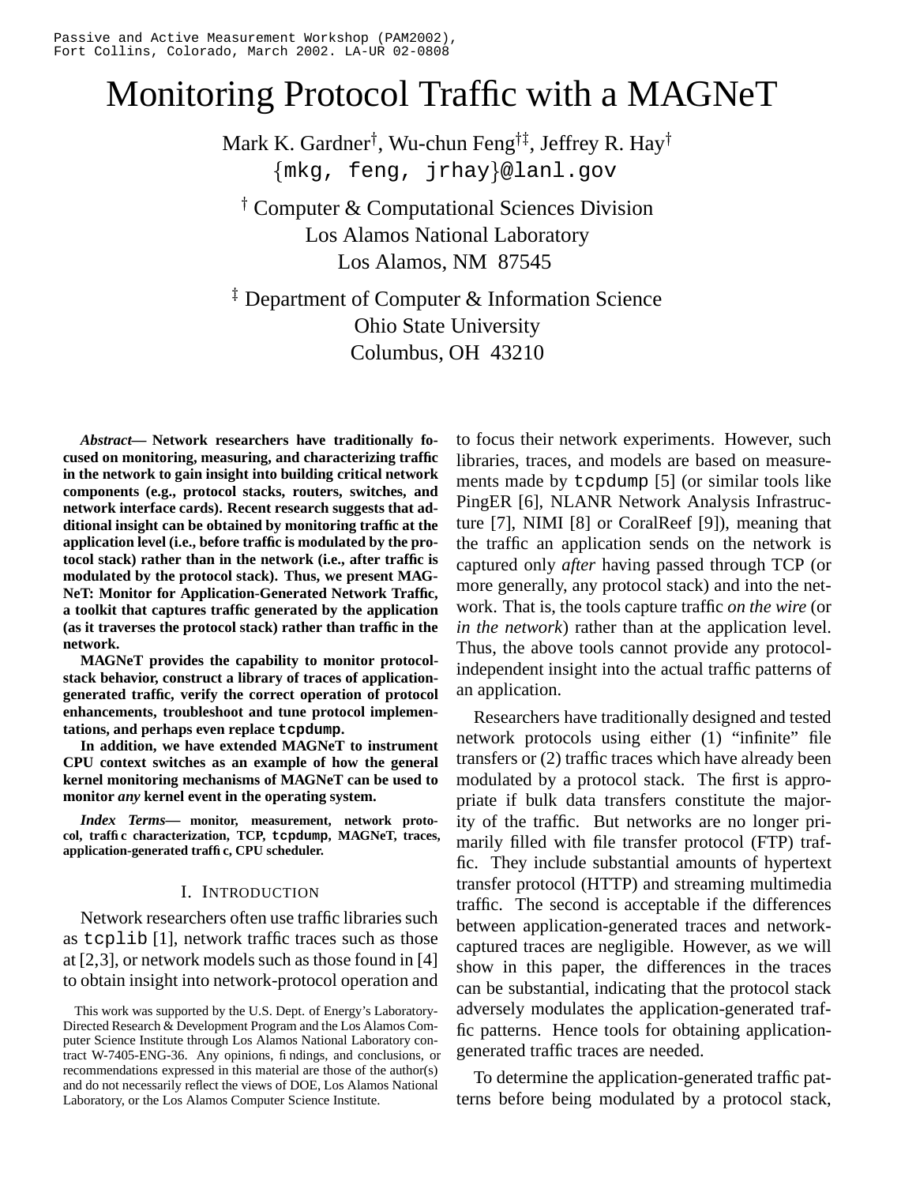Passive and Active Measurement Workshop (PAM2002), Fort Collins, Colorado, March 2002. LA-UR 02-0808

# Monitoring Protocol Traffic with a MAGNeT

Mark K. Gardner[†], Wu-chun Feng[†‡], Jeffrey R. Hay[†]
{mkg, feng, jrhay}@lanl.gov

[†] Computer & Computational Sciences Division
Los Alamos National Laboratory
Los Alamos, NM 87545

[‡] Department of Computer & Information Science
Ohio State University
Columbus, OH 43210

***Abstract*— Network researchers have traditionally focused on monitoring, measuring, and characterizing traffic in the network to gain insight into building critical network components (e.g., protocol stacks, routers, switches, and network interface cards). Recent research suggests that additional insight can be obtained by monitoring traffic at the application level (i.e., before traffic is modulated by the protocol stack) rather than in the network (i.e., after traffic is modulated by the protocol stack). Thus, we present MAGNeT: Monitor for Application-Generated Network Traffic, a toolkit that captures traffic generated by the application (as it traverses the protocol stack) rather than traffic in the network.**

**MAGNeT provides the capability to monitor protocol-stack behavior, construct a library of traces of application-generated traffic, verify the correct operation of protocol enhancements, troubleshoot and tune protocol implementations, and perhaps even replace `tcpdump`.**

**In addition, we have extended MAGNeT to instrument CPU context switches as an example of how the general kernel monitoring mechanisms of MAGNeT can be used to monitor *any* kernel event in the operating system.**

***Index Terms*— monitor, measurement, network protocol, traffic characterization, TCP, `tcpdump`, MAGNeT, traces, application-generated traffic, CPU scheduler.**

## I. Introduction

Network researchers often use traffic libraries such as `tcplib` [1], network traffic traces such as those at [2,3], or network models such as those found in [4] to obtain insight into network-protocol operation and to focus their network experiments. However, such libraries, traces, and models are based on measurements made by `tcpdump` [5] (or similar tools like PingER [6], NLANR Network Analysis Infrastructure [7], NIMI [8] or CoralReef [9]), meaning that the traffic an application sends on the network is captured only *after* having passed through TCP (or more generally, any protocol stack) and into the network. That is, the tools capture traffic *on the wire* (or *in the network*) rather than at the application level. Thus, the above tools cannot provide any protocol-independent insight into the actual traffic patterns of an application.

Researchers have traditionally designed and tested network protocols using either (1) "infinite" file transfers or (2) traffic traces which have already been modulated by a protocol stack. The first is appropriate if bulk data transfers constitute the majority of the traffic. But networks are no longer primarily filled with file transfer protocol (FTP) traffic. They include substantial amounts of hypertext transfer protocol (HTTP) and streaming multimedia traffic. The second is acceptable if the differences between application-generated traces and network-captured traces are negligible. However, as we will show in this paper, the differences in the traces can be substantial, indicating that the protocol stack adversely modulates the application-generated traffic patterns. Hence tools for obtaining application-generated traffic traces are needed.

To determine the application-generated traffic patterns before being modulated by a protocol stack,

This work was supported by the U.S. Dept. of Energy's Laboratory-Directed Research & Development Program and the Los Alamos Computer Science Institute through Los Alamos National Laboratory contract W-7405-ENG-36. Any opinions, findings, and conclusions, or recommendations expressed in this material are those of the author(s) and do not necessarily reflect the views of DOE, Los Alamos National Laboratory, or the Los Alamos Computer Science Institute.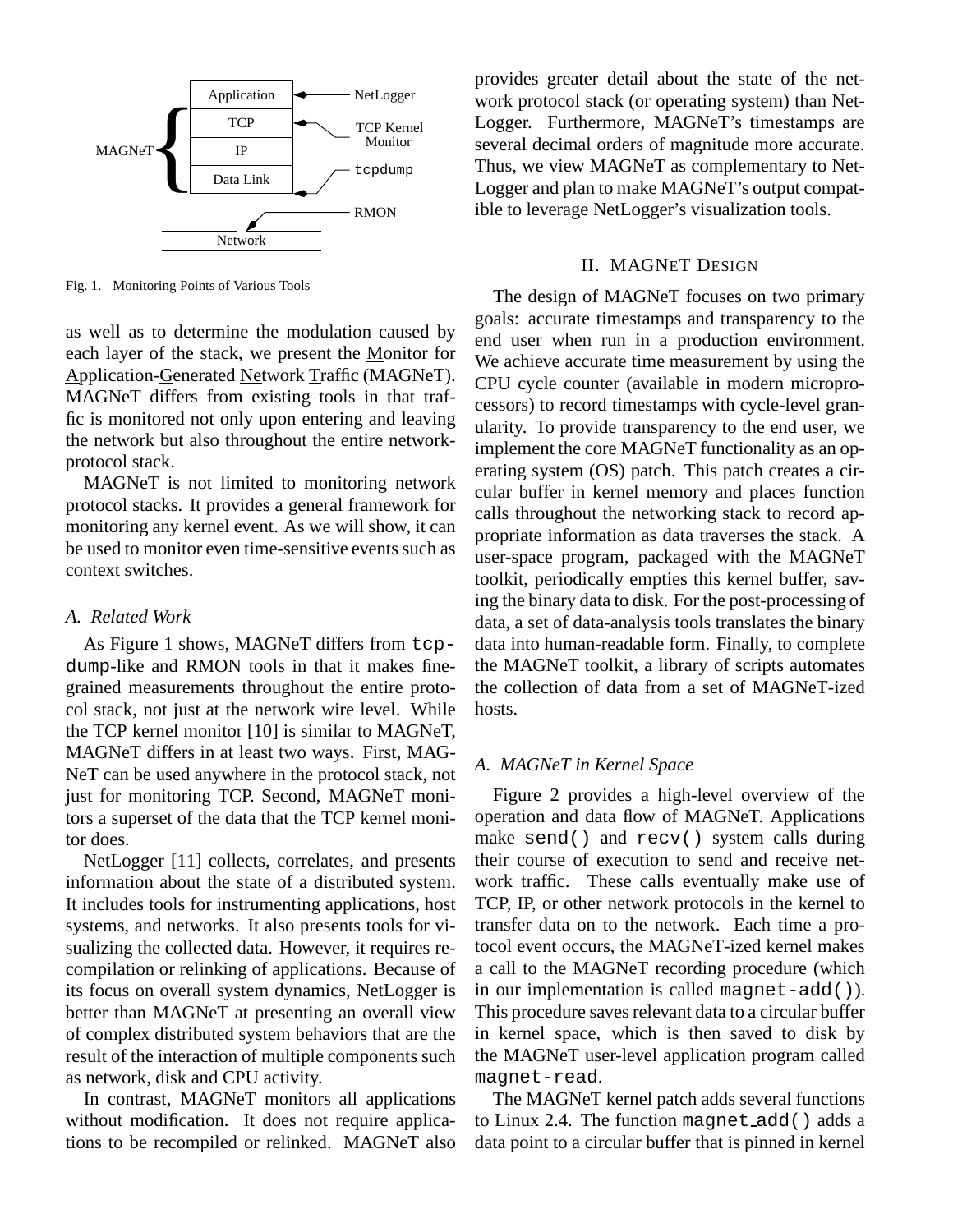Fig. 1. Monitoring Points of Various Tools

as well as to determine the modulation caused by each layer of the stack, we present the Monitor for Application-Generated Network Traffic (MAGNeT). MAGNeT differs from existing tools in that traffic is monitored not only upon entering and leaving the network but also throughout the entire network-protocol stack.

MAGNeT is not limited to monitoring network protocol stacks. It provides a general framework for monitoring any kernel event. As we will show, it can be used to monitor even time-sensitive events such as context switches.

### A. Related Work

As Figure 1 shows, MAGNeT differs from `tcpdump`-like and RMON tools in that it makes fine-grained measurements throughout the entire protocol stack, not just at the network wire level. While the TCP kernel monitor [10] is similar to MAGNeT, MAGNeT differs in at least two ways. First, MAGNeT can be used anywhere in the protocol stack, not just for monitoring TCP. Second, MAGNeT monitors a superset of the data that the TCP kernel monitor does.

NetLogger [11] collects, correlates, and presents information about the state of a distributed system. It includes tools for instrumenting applications, host systems, and networks. It also presents tools for visualizing the collected data. However, it requires recompilation or relinking of applications. Because of its focus on overall system dynamics, NetLogger is better than MAGNeT at presenting an overall view of complex distributed system behaviors that are the result of the interaction of multiple components such as network, disk and CPU activity.

In contrast, MAGNeT monitors all applications without modification. It does not require applications to be recompiled or relinked. MAGNeT also provides greater detail about the state of the network protocol stack (or operating system) than NetLogger. Furthermore, MAGNeT's timestamps are several decimal orders of magnitude more accurate. Thus, we view MAGNeT as complementary to NetLogger and plan to make MAGNeT's output compatible to leverage NetLogger's visualization tools.

## II. MAGNeT Design

The design of MAGNeT focuses on two primary goals: accurate timestamps and transparency to the end user when run in a production environment. We achieve accurate time measurement by using the CPU cycle counter (available in modern microprocessors) to record timestamps with cycle-level granularity. To provide transparency to the end user, we implement the core MAGNeT functionality as an operating system (OS) patch. This patch creates a circular buffer in kernel memory and places function calls throughout the networking stack to record appropriate information as data traverses the stack. A user-space program, packaged with the MAGNeT toolkit, periodically empties this kernel buffer, saving the binary data to disk. For the post-processing of data, a set of data-analysis tools translates the binary data into human-readable form. Finally, to complete the MAGNeT toolkit, a library of scripts automates the collection of data from a set of MAGNeT-ized hosts.

### A. MAGNeT in Kernel Space

Figure 2 provides a high-level overview of the operation and data flow of MAGNeT. Applications make `send()` and `recv()` system calls during their course of execution to send and receive network traffic. These calls eventually make use of TCP, IP, or other network protocols in the kernel to transfer data on to the network. Each time a protocol event occurs, the MAGNeT-ized kernel makes a call to the MAGNeT recording procedure (which in our implementation is called `magnet-add()`). This procedure saves relevant data to a circular buffer in kernel space, which is then saved to disk by the MAGNeT user-level application program called `magnet-read`.

The MAGNeT kernel patch adds several functions to Linux 2.4. The function `magnet_add()` adds a data point to a circular buffer that is pinned in kernel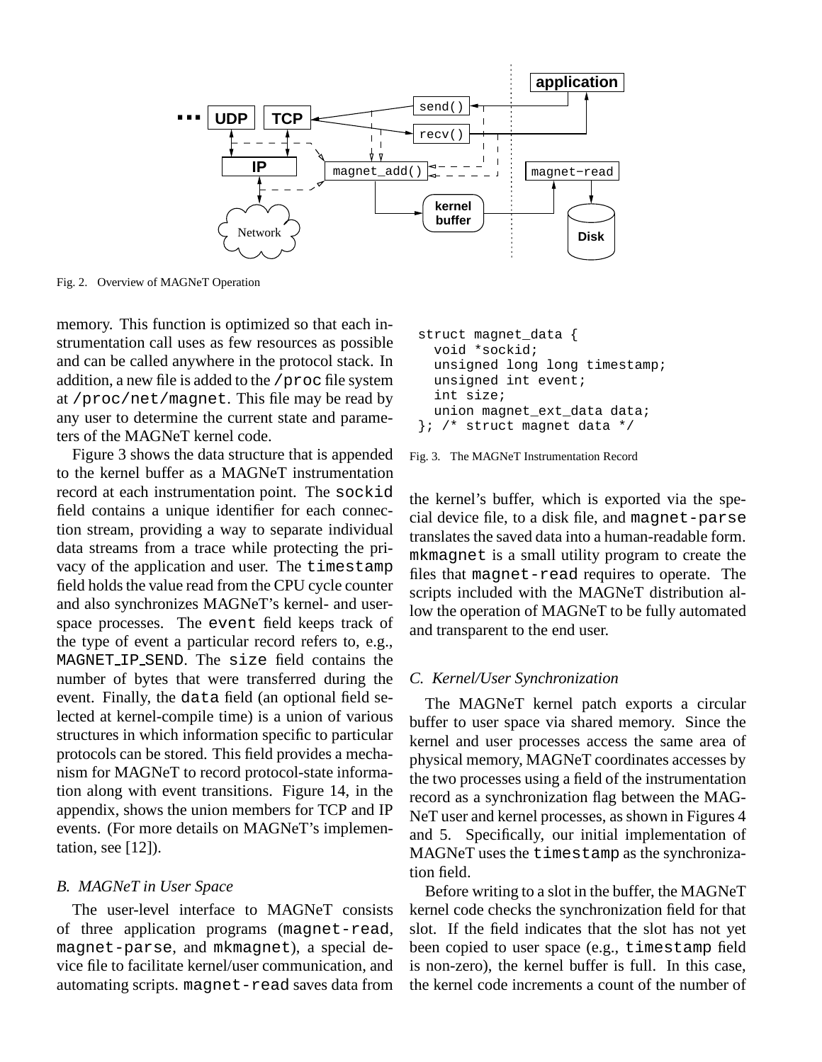Fig. 2. Overview of MAGNeT Operation

memory. This function is optimized so that each instrumentation call uses as few resources as possible and can be called anywhere in the protocol stack. In addition, a new file is added to the `/proc` file system at `/proc/net/magnet`. This file may be read by any user to determine the current state and parameters of the MAGNeT kernel code.

Figure 3 shows the data structure that is appended to the kernel buffer as a MAGNeT instrumentation record at each instrumentation point. The `sockid` field contains a unique identifier for each connection stream, providing a way to separate individual data streams from a trace while protecting the privacy of the application and user. The `timestamp` field holds the value read from the CPU cycle counter and also synchronizes MAGNeT's kernel- and user-space processes. The `event` field keeps track of the type of event a particular record refers to, e.g., `MAGNET_IP_SEND`. The `size` field contains the number of bytes that were transferred during the event. Finally, the `data` field (an optional field selected at kernel-compile time) is a union of various structures in which information specific to particular protocols can be stored. This field provides a mechanism for MAGNeT to record protocol-state information along with event transitions. Figure 14, in the appendix, shows the union members for TCP and IP events. (For more details on MAGNeT's implementation, see [12]).

```
struct magnet_data {
  void *sockid;
  unsigned long long timestamp;
  unsigned int event;
  int size;
  union magnet_ext_data data;
}; /* struct magnet data */
```

Fig. 3. The MAGNeT Instrumentation Record

### *B. MAGNeT in User Space*

The user-level interface to MAGNeT consists of three application programs (`magnet-read`, `magnet-parse`, and `mkmagnet`), a special device file to facilitate kernel/user communication, and automating scripts. `magnet-read` saves data from the kernel's buffer, which is exported via the special device file, to a disk file, and `magnet-parse` translates the saved data into a human-readable form. `mkmagnet` is a small utility program to create the files that `magnet-read` requires to operate. The scripts included with the MAGNeT distribution allow the operation of MAGNeT to be fully automated and transparent to the end user.

### *C. Kernel/User Synchronization*

The MAGNeT kernel patch exports a circular buffer to user space via shared memory. Since the kernel and user processes access the same area of physical memory, MAGNeT coordinates accesses by the two processes using a field of the instrumentation record as a synchronization flag between the MAGNeT user and kernel processes, as shown in Figures 4 and 5. Specifically, our initial implementation of MAGNeT uses the `timestamp` as the synchronization field.

Before writing to a slot in the buffer, the MAGNeT kernel code checks the synchronization field for that slot. If the field indicates that the slot has not yet been copied to user space (e.g., `timestamp` field is non-zero), the kernel buffer is full. In this case, the kernel code increments a count of the number of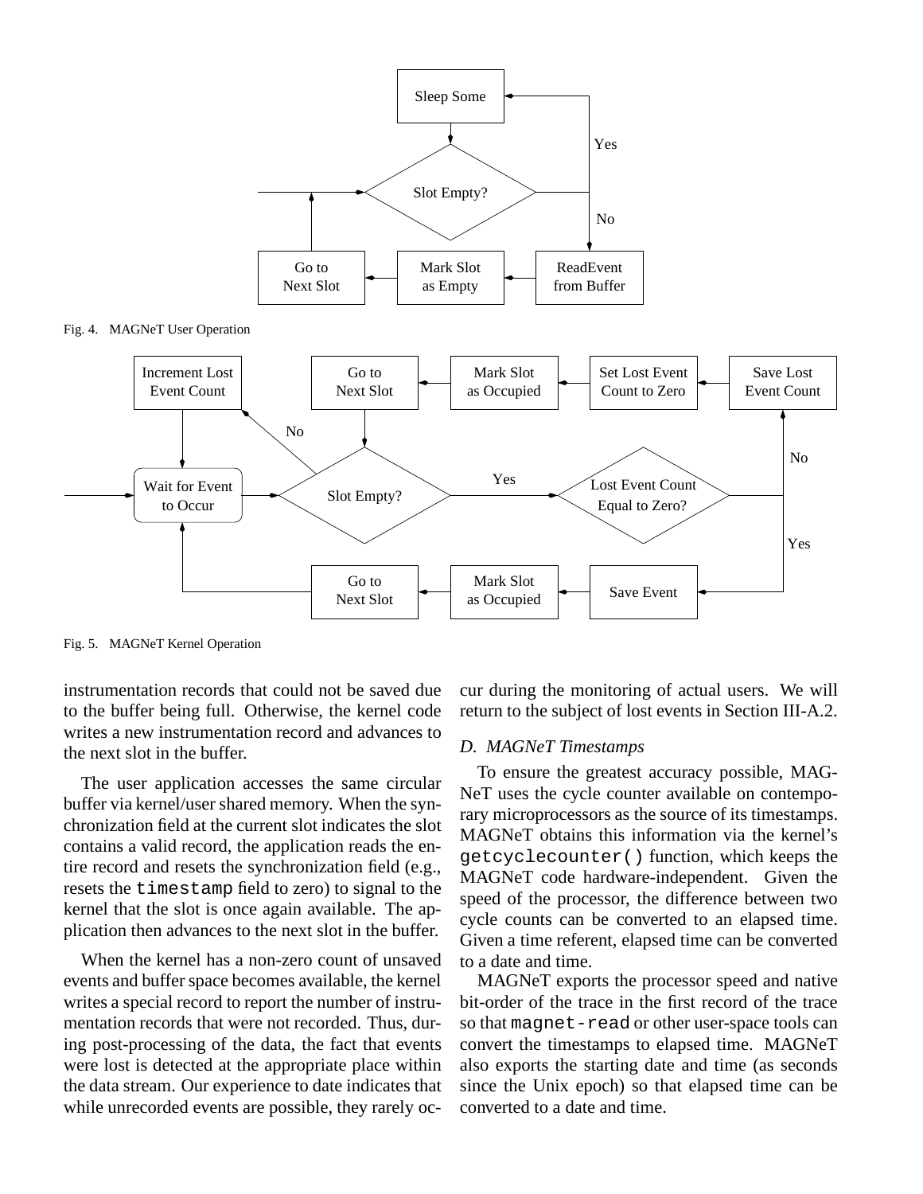Fig. 4. MAGNeT User Operation

Fig. 5. MAGNeT Kernel Operation

instrumentation records that could not be saved due to the buffer being full. Otherwise, the kernel code writes a new instrumentation record and advances to the next slot in the buffer.

The user application accesses the same circular buffer via kernel/user shared memory. When the synchronization field at the current slot indicates the slot contains a valid record, the application reads the entire record and resets the synchronization field (e.g., resets the `timestamp` field to zero) to signal to the kernel that the slot is once again available. The application then advances to the next slot in the buffer.

When the kernel has a non-zero count of unsaved events and buffer space becomes available, the kernel writes a special record to report the number of instrumentation records that were not recorded. Thus, during post-processing of the data, the fact that events were lost is detected at the appropriate place within the data stream. Our experience to date indicates that while unrecorded events are possible, they rarely occur during the monitoring of actual users. We will return to the subject of lost events in Section III-A.2.

### *D. MAGNeT Timestamps*

To ensure the greatest accuracy possible, MAGNeT uses the cycle counter available on contemporary microprocessors as the source of its timestamps. MAGNeT obtains this information via the kernel's `getcyclecounter()` function, which keeps the MAGNeT code hardware-independent. Given the speed of the processor, the difference between two cycle counts can be converted to an elapsed time. Given a time referent, elapsed time can be converted to a date and time.

MAGNeT exports the processor speed and native bit-order of the trace in the first record of the trace so that `magnet-read` or other user-space tools can convert the timestamps to elapsed time. MAGNeT also exports the starting date and time (as seconds since the Unix epoch) so that elapsed time can be converted to a date and time.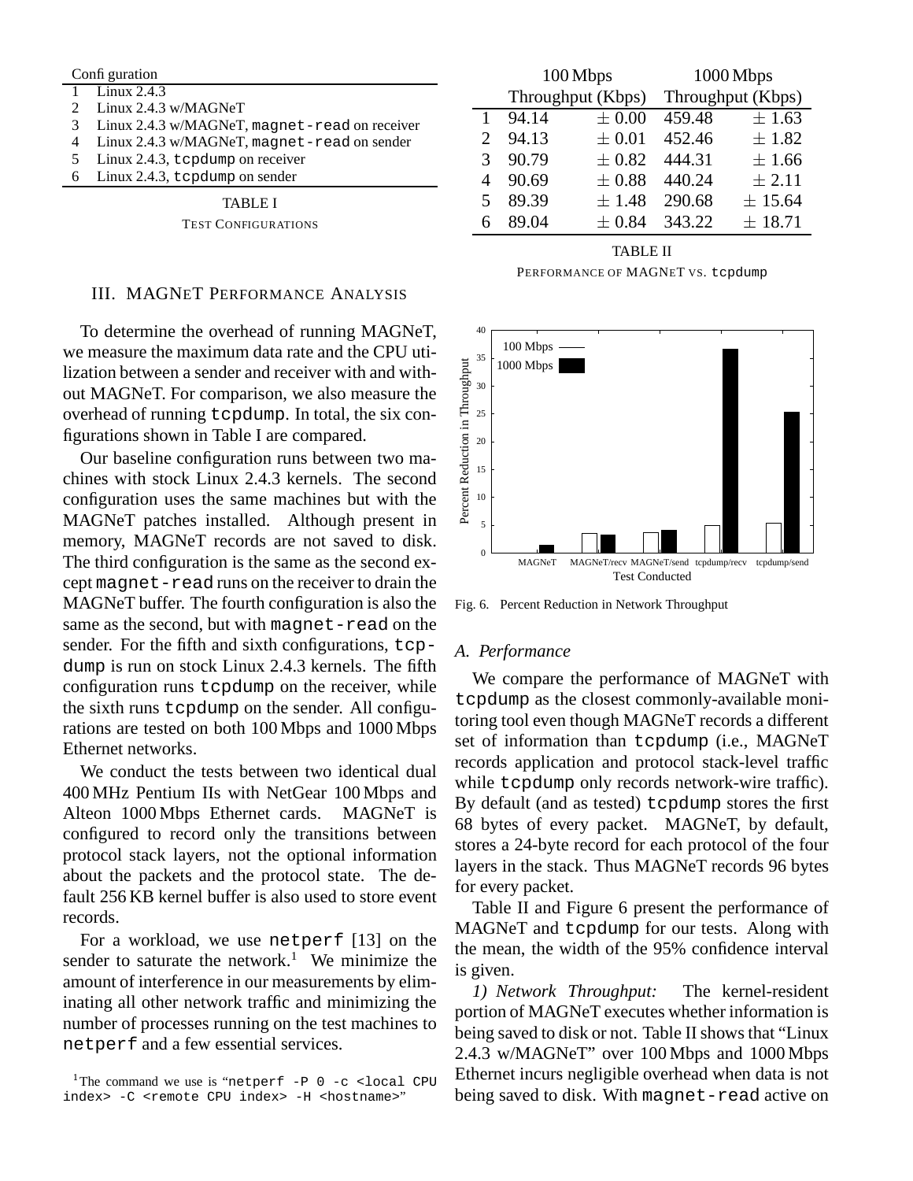| | Configuration |
|---|---|
| 1 | Linux 2.4.3 |
| 2 | Linux 2.4.3 w/MAGNeT |
| 3 | Linux 2.4.3 w/MAGNeT, `magnet-read` on receiver |
| 4 | Linux 2.4.3 w/MAGNeT, `magnet-read` on sender |
| 5 | Linux 2.4.3, `tcpdump` on receiver |
| 6 | Linux 2.4.3, `tcpdump` on sender |

TABLE I

TEST CONFIGURATIONS

| | 100 Mbps Throughput (Kbps) | | 1000 Mbps Throughput (Kbps) | |
|---|---|---|---|---|
| 1 | 94.14 | ± 0.00 | 459.48 | ± 1.63 |
| 2 | 94.13 | ± 0.01 | 452.46 | ± 1.82 |
| 3 | 90.79 | ± 0.82 | 444.31 | ± 1.66 |
| 4 | 90.69 | ± 0.88 | 440.24 | ± 2.11 |
| 5 | 89.39 | ± 1.48 | 290.68 | ± 15.64 |
| 6 | 89.04 | ± 0.84 | 343.22 | ± 18.71 |

TABLE II

PERFORMANCE OF MAGNET VS. `tcpdump`

## III. MAGNeT Performance Analysis

To determine the overhead of running MAGNeT, we measure the maximum data rate and the CPU utilization between a sender and receiver with and without MAGNeT. For comparison, we also measure the overhead of running `tcpdump`. In total, the six configurations shown in Table I are compared.

Our baseline configuration runs between two machines with stock Linux 2.4.3 kernels. The second configuration uses the same machines but with the MAGNeT patches installed. Although present in memory, MAGNeT records are not saved to disk. The third configuration is the same as the second except `magnet-read` runs on the receiver to drain the MAGNeT buffer. The fourth configuration is also the same as the second, but with `magnet-read` on the sender. For the fifth and sixth configurations, `tcpdump` is run on stock Linux 2.4.3 kernels. The fifth configuration runs `tcpdump` on the receiver, while the sixth runs `tcpdump` on the sender. All configurations are tested on both 100 Mbps and 1000 Mbps Ethernet networks.

We conduct the tests between two identical dual 400 MHz Pentium IIs with NetGear 100 Mbps and Alteon 1000 Mbps Ethernet cards. MAGNeT is configured to record only the transitions between protocol stack layers, not the optional information about the packets and the protocol state. The default 256 KB kernel buffer is also used to store event records.

For a workload, we use `netperf` [13] on the sender to saturate the network.[1] We minimize the amount of interference in our measurements by eliminating all other network traffic and minimizing the number of processes running on the test machines to `netperf` and a few essential services.

[1]The command we use is "`netperf -P 0 -c <local CPU index> -C <remote CPU index> -H <hostname>`"

Fig. 6. Percent Reduction in Network Throughput

### A. Performance

We compare the performance of MAGNeT with `tcpdump` as the closest commonly-available monitoring tool even though MAGNeT records a different set of information than `tcpdump` (i.e., MAGNeT records application and protocol stack-level traffic while `tcpdump` only records network-wire traffic). By default (and as tested) `tcpdump` stores the first 68 bytes of every packet. MAGNeT, by default, stores a 24-byte record for each protocol of the four layers in the stack. Thus MAGNeT records 96 bytes for every packet.

Table II and Figure 6 present the performance of MAGNeT and `tcpdump` for our tests. Along with the mean, the width of the 95% confidence interval is given.

*1) Network Throughput:* The kernel-resident portion of MAGNeT executes whether information is being saved to disk or not. Table II shows that "Linux 2.4.3 w/MAGNeT" over 100 Mbps and 1000 Mbps Ethernet incurs negligible overhead when data is not being saved to disk. With `magnet-read` active on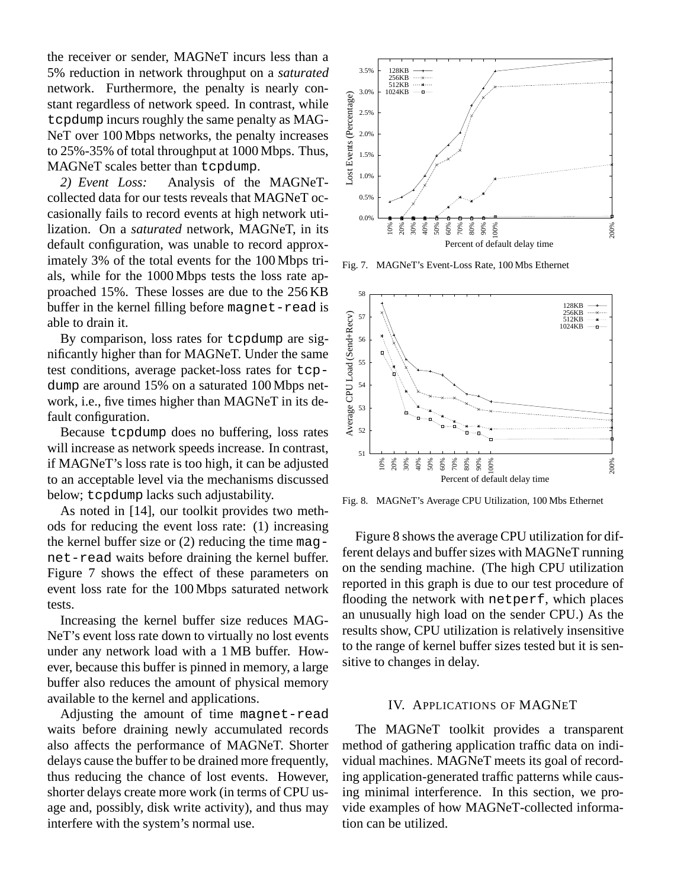the receiver or sender, MAGNeT incurs less than a 5% reduction in network throughput on a *saturated* network. Furthermore, the penalty is nearly constant regardless of network speed. In contrast, while tcpdump incurs roughly the same penalty as MAGNeT over 100 Mbps networks, the penalty increases to 25%-35% of total throughput at 1000 Mbps. Thus, MAGNeT scales better than tcpdump.

*2) Event Loss:* Analysis of the MAGNeT-collected data for our tests reveals that MAGNeT occasionally fails to record events at high network utilization. On a *saturated* network, MAGNeT, in its default configuration, was unable to record approximately 3% of the total events for the 100 Mbps trials, while for the 1000 Mbps tests the loss rate approached 15%. These losses are due to the 256 KB buffer in the kernel filling before magnet-read is able to drain it.

By comparison, loss rates for tcpdump are significantly higher than for MAGNeT. Under the same test conditions, average packet-loss rates for tcpdump are around 15% on a saturated 100 Mbps network, i.e., five times higher than MAGNeT in its default configuration.

Because tcpdump does no buffering, loss rates will increase as network speeds increase. In contrast, if MAGNeT's loss rate is too high, it can be adjusted to an acceptable level via the mechanisms discussed below; tcpdump lacks such adjustability.

As noted in [14], our toolkit provides two methods for reducing the event loss rate: (1) increasing the kernel buffer size or (2) reducing the time magnet-read waits before draining the kernel buffer. Figure 7 shows the effect of these parameters on event loss rate for the 100 Mbps saturated network tests.

Increasing the kernel buffer size reduces MAGNeT's event loss rate down to virtually no lost events under any network load with a 1 MB buffer. However, because this buffer is pinned in memory, a large buffer also reduces the amount of physical memory available to the kernel and applications.

Adjusting the amount of time magnet-read waits before draining newly accumulated records also affects the performance of MAGNeT. Shorter delays cause the buffer to be drained more frequently, thus reducing the chance of lost events. However, shorter delays create more work (in terms of CPU usage and, possibly, disk write activity), and thus may interfere with the system's normal use.

Fig. 7. MAGNeT's Event-Loss Rate, 100 Mbs Ethernet

Fig. 8. MAGNeT's Average CPU Utilization, 100 Mbs Ethernet

Figure 8 shows the average CPU utilization for different delays and buffer sizes with MAGNeT running on the sending machine. (The high CPU utilization reported in this graph is due to our test procedure of flooding the network with netperf, which places an unusually high load on the sender CPU.) As the results show, CPU utilization is relatively insensitive to the range of kernel buffer sizes tested but it is sensitive to changes in delay.

## IV. Applications of MAGNeT

The MAGNeT toolkit provides a transparent method of gathering application traffic data on individual machines. MAGNeT meets its goal of recording application-generated traffic patterns while causing minimal interference. In this section, we provide examples of how MAGNeT-collected information can be utilized.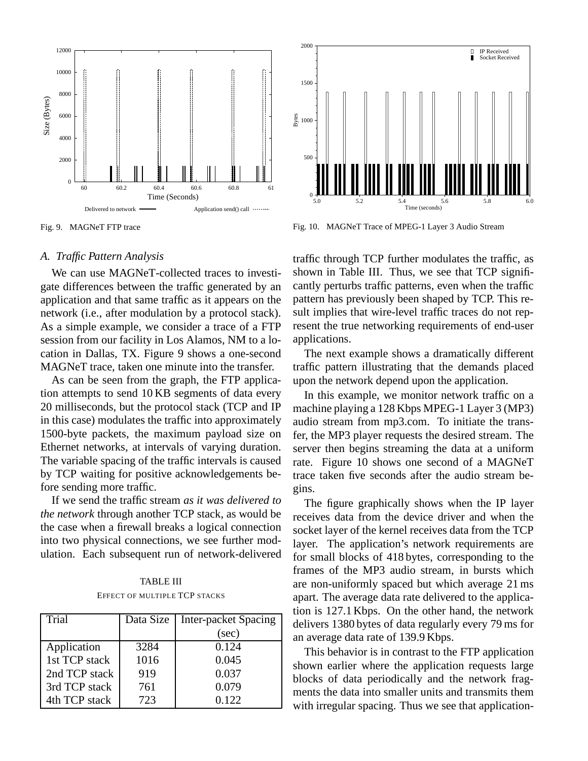Fig. 9. MAGNeT FTP trace

Fig. 10. MAGNeT Trace of MPEG-1 Layer 3 Audio Stream

### A. *Traffic Pattern Analysis*

We can use MAGNeT-collected traces to investigate differences between the traffic generated by an application and that same traffic as it appears on the network (i.e., after modulation by a protocol stack). As a simple example, we consider a trace of a FTP session from our facility in Los Alamos, NM to a location in Dallas, TX. Figure 9 shows a one-second MAGNeT trace, taken one minute into the transfer.

As can be seen from the graph, the FTP application attempts to send 10 KB segments of data every 20 milliseconds, but the protocol stack (TCP and IP in this case) modulates the traffic into approximately 1500-byte packets, the maximum payload size on Ethernet networks, at intervals of varying duration. The variable spacing of the traffic intervals is caused by TCP waiting for positive acknowledgements before sending more traffic.

If we send the traffic stream *as it was delivered to the network* through another TCP stack, as would be the case when a firewall breaks a logical connection into two physical connections, we see further modulation. Each subsequent run of network-delivered traffic through TCP further modulates the traffic, as shown in Table III. Thus, we see that TCP significantly perturbs traffic patterns, even when the traffic pattern has previously been shaped by TCP. This result implies that wire-level traffic traces do not represent the true networking requirements of end-user applications.

TABLE III

EFFECT OF MULTIPLE TCP STACKS

| Trial | Data Size | Inter-packet Spacing (sec) |
|---|---|---|
| Application | 3284 | 0.124 |
| 1st TCP stack | 1016 | 0.045 |
| 2nd TCP stack | 919 | 0.037 |
| 3rd TCP stack | 761 | 0.079 |
| 4th TCP stack | 723 | 0.122 |

The next example shows a dramatically different traffic pattern illustrating that the demands placed upon the network depend upon the application.

In this example, we monitor network traffic on a machine playing a 128 Kbps MPEG-1 Layer 3 (MP3) audio stream from mp3.com. To initiate the transfer, the MP3 player requests the desired stream. The server then begins streaming the data at a uniform rate. Figure 10 shows one second of a MAGNeT trace taken five seconds after the audio stream begins.

The figure graphically shows when the IP layer receives data from the device driver and when the socket layer of the kernel receives data from the TCP layer. The application's network requirements are for small blocks of 418 bytes, corresponding to the frames of the MP3 audio stream, in bursts which are non-uniformly spaced but which average 21 ms apart. The average data rate delivered to the application is 127.1 Kbps. On the other hand, the network delivers 1380 bytes of data regularly every 79 ms for an average data rate of 139.9 Kbps.

This behavior is in contrast to the FTP application shown earlier where the application requests large blocks of data periodically and the network fragments the data into smaller units and transmits them with irregular spacing. Thus we see that application-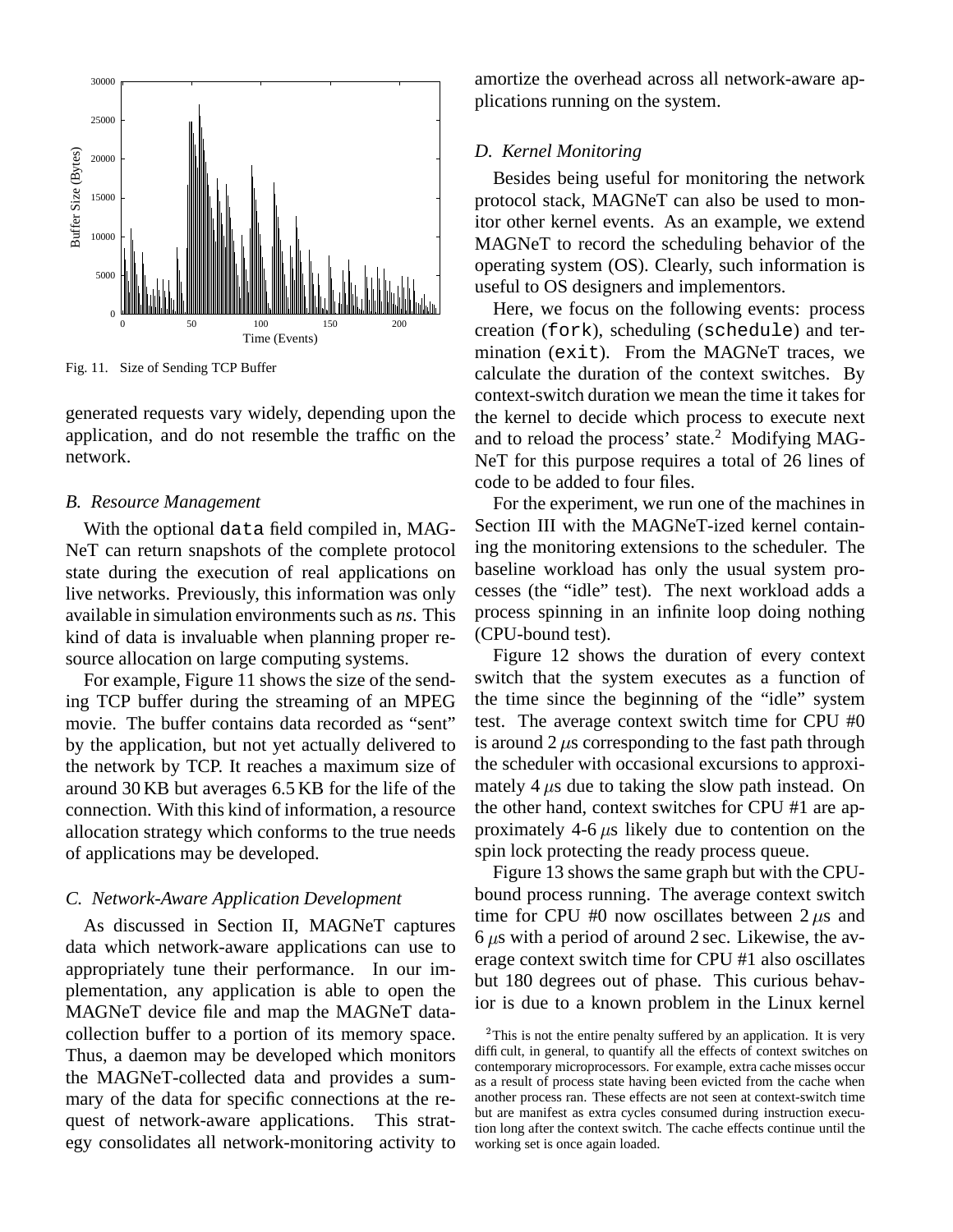Fig. 11. Size of Sending TCP Buffer

generated requests vary widely, depending upon the application, and do not resemble the traffic on the network.

### B. Resource Management

With the optional `data` field compiled in, MAGNeT can return snapshots of the complete protocol state during the execution of real applications on live networks. Previously, this information was only available in simulation environments such as *ns*. This kind of data is invaluable when planning proper resource allocation on large computing systems.

For example, Figure 11 shows the size of the sending TCP buffer during the streaming of an MPEG movie. The buffer contains data recorded as "sent" by the application, but not yet actually delivered to the network by TCP. It reaches a maximum size of around 30 KB but averages 6.5 KB for the life of the connection. With this kind of information, a resource allocation strategy which conforms to the true needs of applications may be developed.

### C. Network-Aware Application Development

As discussed in Section II, MAGNeT captures data which network-aware applications can use to appropriately tune their performance. In our implementation, any application is able to open the MAGNeT device file and map the MAGNeT data-collection buffer to a portion of its memory space. Thus, a daemon may be developed which monitors the MAGNeT-collected data and provides a summary of the data for specific connections at the request of network-aware applications. This strategy consolidates all network-monitoring activity to amortize the overhead across all network-aware applications running on the system.

### D. Kernel Monitoring

Besides being useful for monitoring the network protocol stack, MAGNeT can also be used to monitor other kernel events. As an example, we extend MAGNeT to record the scheduling behavior of the operating system (OS). Clearly, such information is useful to OS designers and implementors.

Here, we focus on the following events: process creation (`fork`), scheduling (`schedule`) and termination (`exit`). From the MAGNeT traces, we calculate the duration of the context switches. By context-switch duration we mean the time it takes for the kernel to decide which process to execute next and to reload the process' state.[2] Modifying MAGNeT for this purpose requires a total of 26 lines of code to be added to four files.

For the experiment, we run one of the machines in Section III with the MAGNeT-ized kernel containing the monitoring extensions to the scheduler. The baseline workload has only the usual system processes (the "idle" test). The next workload adds a process spinning in an infinite loop doing nothing (CPU-bound test).

Figure 12 shows the duration of every context switch that the system executes as a function of the time since the beginning of the "idle" system test. The average context switch time for CPU #0 is around 2 $\mu$s corresponding to the fast path through the scheduler with occasional excursions to approximately 4 $\mu$s due to taking the slow path instead. On the other hand, context switches for CPU #1 are approximately 4-6 $\mu$s likely due to contention on the spin lock protecting the ready process queue.

Figure 13 shows the same graph but with the CPU-bound process running. The average context switch time for CPU #0 now oscillates between 2 $\mu$s and 6 $\mu$s with a period of around 2 sec. Likewise, the average context switch time for CPU #1 also oscillates but 180 degrees out of phase. This curious behavior is due to a known problem in the Linux kernel

[2] This is not the entire penalty suffered by an application. It is very difficult, in general, to quantify all the effects of context switches on contemporary microprocessors. For example, extra cache misses occur as a result of process state having been evicted from the cache when another process ran. These effects are not seen at context-switch time but are manifest as extra cycles consumed during instruction execution long after the context switch. The cache effects continue until the working set is once again loaded.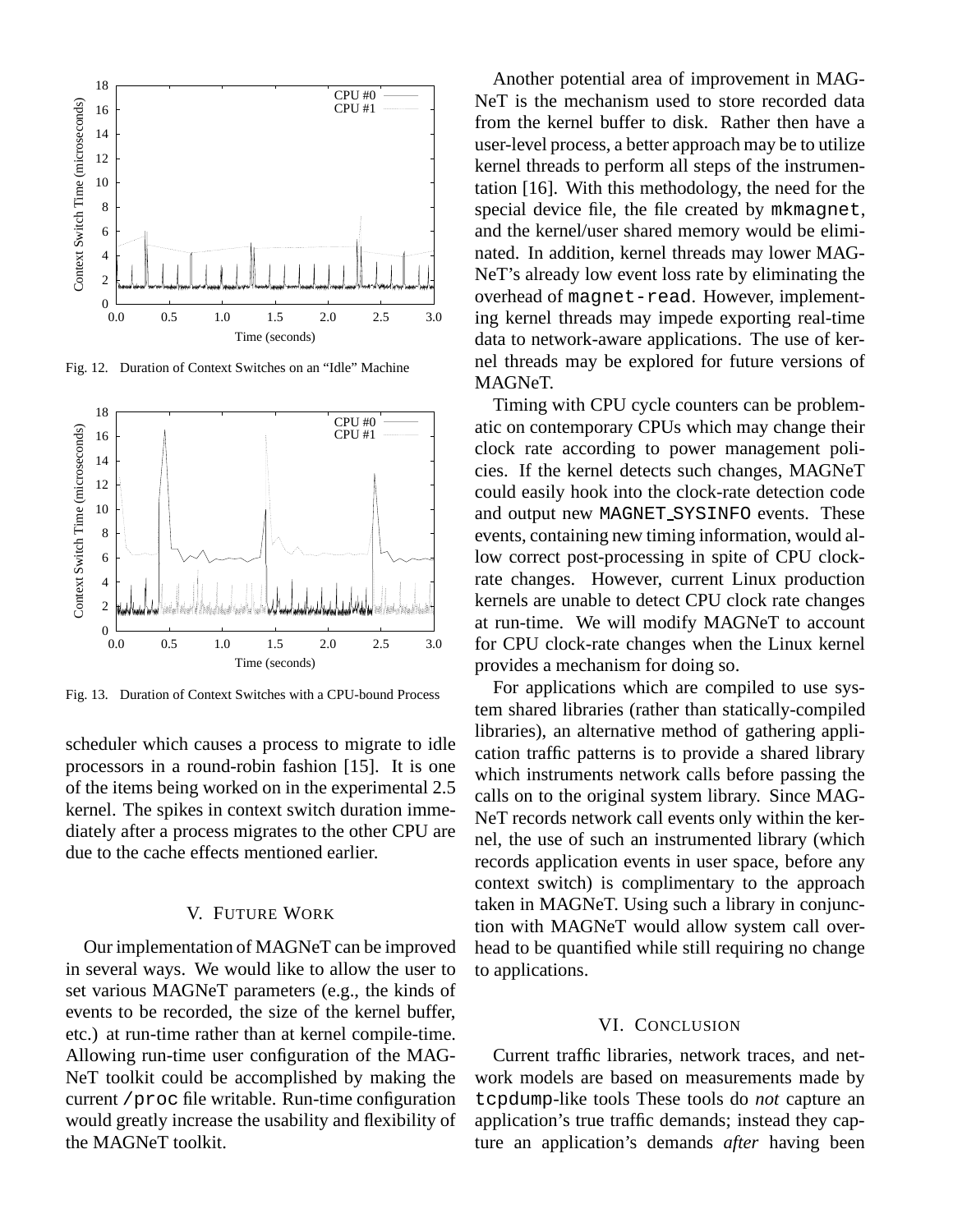Fig. 12. Duration of Context Switches on an "Idle" Machine

Fig. 13. Duration of Context Switches with a CPU-bound Process

scheduler which causes a process to migrate to idle processors in a round-robin fashion [15]. It is one of the items being worked on in the experimental 2.5 kernel. The spikes in context switch duration immediately after a process migrates to the other CPU are due to the cache effects mentioned earlier.

## V. Future Work

Our implementation of MAGNeT can be improved in several ways. We would like to allow the user to set various MAGNeT parameters (e.g., the kinds of events to be recorded, the size of the kernel buffer, etc.) at run-time rather than at kernel compile-time. Allowing run-time user configuration of the MAGNeT toolkit could be accomplished by making the current `/proc` file writable. Run-time configuration would greatly increase the usability and flexibility of the MAGNeT toolkit.

Another potential area of improvement in MAGNeT is the mechanism used to store recorded data from the kernel buffer to disk. Rather then have a user-level process, a better approach may be to utilize kernel threads to perform all steps of the instrumentation [16]. With this methodology, the need for the special device file, the file created by `mkmagnet`, and the kernel/user shared memory would be eliminated. In addition, kernel threads may lower MAGNeT's already low event loss rate by eliminating the overhead of `magnet-read`. However, implementing kernel threads may impede exporting real-time data to network-aware applications. The use of kernel threads may be explored for future versions of MAGNeT.

Timing with CPU cycle counters can be problematic on contemporary CPUs which may change their clock rate according to power management policies. If the kernel detects such changes, MAGNeT could easily hook into the clock-rate detection code and output new `MAGNET_SYSINFO` events. These events, containing new timing information, would allow correct post-processing in spite of CPU clock-rate changes. However, current Linux production kernels are unable to detect CPU clock rate changes at run-time. We will modify MAGNeT to account for CPU clock-rate changes when the Linux kernel provides a mechanism for doing so.

For applications which are compiled to use system shared libraries (rather than statically-compiled libraries), an alternative method of gathering application traffic patterns is to provide a shared library which instruments network calls before passing the calls on to the original system library. Since MAGNeT records network call events only within the kernel, the use of such an instrumented library (which records application events in user space, before any context switch) is complimentary to the approach taken in MAGNeT. Using such a library in conjunction with MAGNeT would allow system call overhead to be quantified while still requiring no change to applications.

## VI. Conclusion

Current traffic libraries, network traces, and network models are based on measurements made by `tcpdump`-like tools These tools do *not* capture an application's true traffic demands; instead they capture an application's demands *after* having been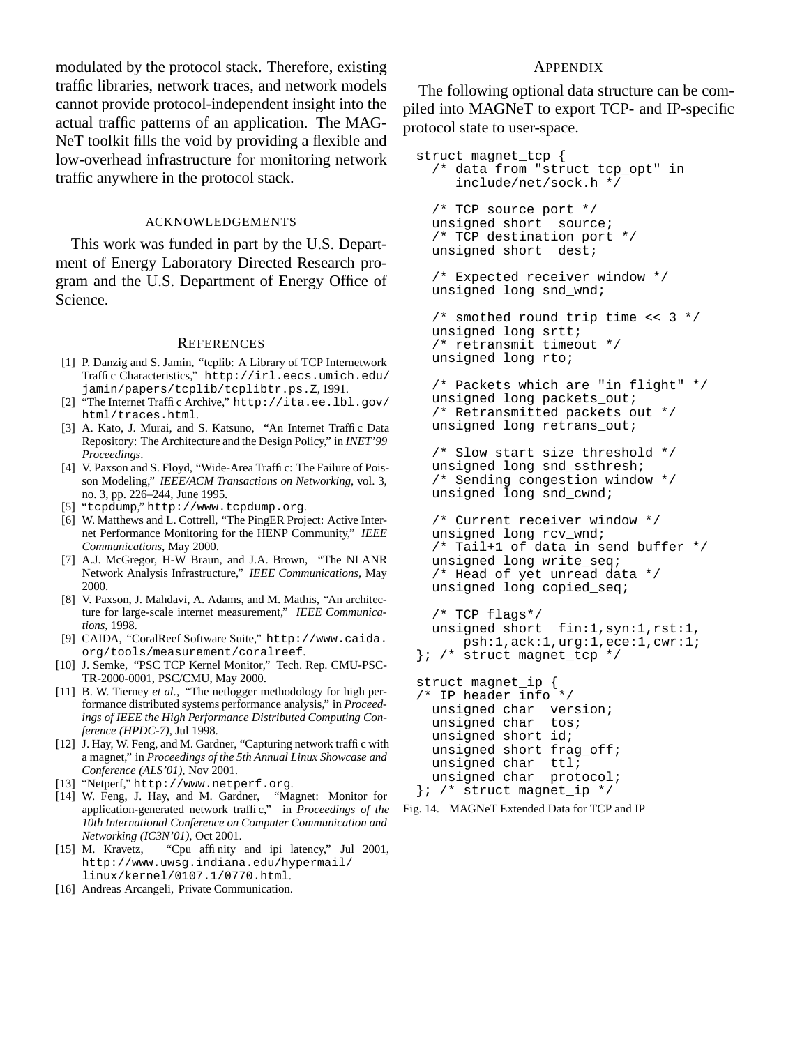modulated by the protocol stack. Therefore, existing traffic libraries, network traces, and network models cannot provide protocol-independent insight into the actual traffic patterns of an application. The MAGNeT toolkit fills the void by providing a flexible and low-overhead infrastructure for monitoring network traffic anywhere in the protocol stack.

## ACKNOWLEDGEMENTS

This work was funded in part by the U.S. Department of Energy Laboratory Directed Research program and the U.S. Department of Energy Office of Science.

## REFERENCES

[1] P. Danzig and S. Jamin, "tcplib: A Library of TCP Internetwork Traffic Characteristics," http://irl.eecs.umich.edu/jamin/papers/tcplib/tcplibtr.ps.Z, 1991.

[2] "The Internet Traffic Archive," http://ita.ee.lbl.gov/html/traces.html.

[3] A. Kato, J. Murai, and S. Katsuno, "An Internet Traffic Data Repository: The Architecture and the Design Policy," in *INET'99 Proceedings*.

[4] V. Paxson and S. Floyd, "Wide-Area Traffic: The Failure of Poisson Modeling," *IEEE/ACM Transactions on Networking*, vol. 3, no. 3, pp. 226–244, June 1995.

[5] "tcpdump," http://www.tcpdump.org.

[6] W. Matthews and L. Cottrell, "The PingER Project: Active Internet Performance Monitoring for the HENP Community," *IEEE Communications*, May 2000.

[7] A.J. McGregor, H-W Braun, and J.A. Brown, "The NLANR Network Analysis Infrastructure," *IEEE Communications*, May 2000.

[8] V. Paxson, J. Mahdavi, A. Adams, and M. Mathis, "An architecture for large-scale internet measurement," *IEEE Communications*, 1998.

[9] CAIDA, "CoralReef Software Suite," http://www.caida.org/tools/measurement/coralreef.

[10] J. Semke, "PSC TCP Kernel Monitor," Tech. Rep. CMU-PSC-TR-2000-0001, PSC/CMU, May 2000.

[11] B. W. Tierney *et al.*, "The netlogger methodology for high performance distributed systems performance analysis," in *Proceedings of IEEE the High Performance Distributed Computing Conference (HPDC-7)*, Jul 1998.

[12] J. Hay, W. Feng, and M. Gardner, "Capturing network traffic with a magnet," in *Proceedings of the 5th Annual Linux Showcase and Conference (ALS'01)*, Nov 2001.

[13] "Netperf," http://www.netperf.org.

[14] W. Feng, J. Hay, and M. Gardner, "Magnet: Monitor for application-generated network traffic," in *Proceedings of the 10th International Conference on Computer Communication and Networking (IC3N'01)*, Oct 2001.

[15] M. Kravetz, "Cpu affinity and ipi latency," Jul 2001, http://www.uwsg.indiana.edu/hypermail/linux/kernel/0107.1/0770.html.

[16] Andreas Arcangeli, Private Communication.

## APPENDIX

The following optional data structure can be compiled into MAGNeT to export TCP- and IP-specific protocol state to user-space.

```
struct magnet_tcp {
  /* data from "struct tcp_opt" in
     include/net/sock.h */

  /* TCP source port */
  unsigned short  source;
  /* TCP destination port */
  unsigned short  dest;

  /* Expected receiver window */
  unsigned long snd_wnd;

  /* smothed round trip time << 3 */
  unsigned long srtt;
  /* retransmit timeout */
  unsigned long rto;

  /* Packets which are "in flight" */
  unsigned long packets_out;
  /* Retransmitted packets out */
  unsigned long retrans_out;

  /* Slow start size threshold */
  unsigned long snd_ssthresh;
  /* Sending congestion window */
  unsigned long snd_cwnd;

  /* Current receiver window */
  unsigned long rcv_wnd;
  /* Tail+1 of data in send buffer */
  unsigned long write_seq;
  /* Head of yet unread data */
  unsigned long copied_seq;

  /* TCP flags*/
  unsigned short  fin:1,syn:1,rst:1,
      psh:1,ack:1,urg:1,ece:1,cwr:1;
}; /* struct magnet_tcp */

struct magnet_ip {
/* IP header info */
  unsigned char  version;
  unsigned char  tos;
  unsigned short id;
  unsigned short frag_off;
  unsigned char  ttl;
  unsigned char  protocol;
}; /* struct magnet_ip */
```

Fig. 14. MAGNeT Extended Data for TCP and IP